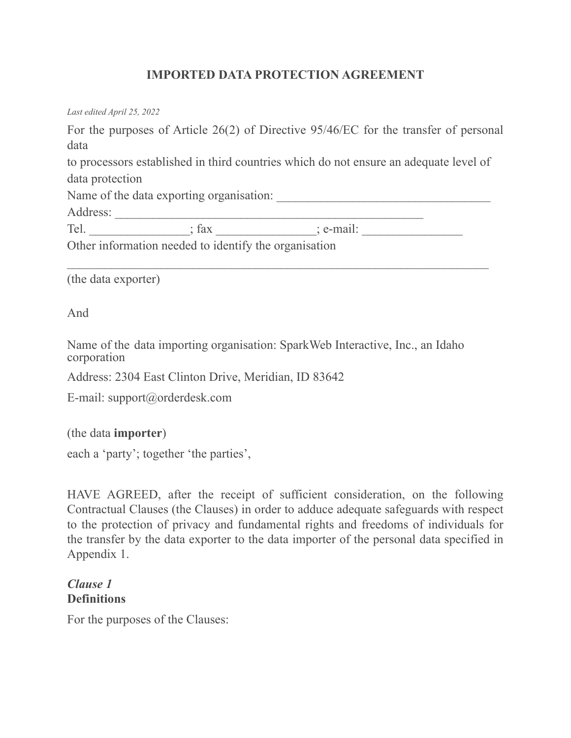# IMPORTED DATA PROTECTION AGREEMENT

*Last edited April 25, 2022*

For the purposes of Article 26(2) of Directive 95/46/EC for the transfer of personal data
to processors established in third countries which do not ensure an adequate level of data protection

Name of the data exporting organisation: ___________________________________

Address: ___________________________________________________

Tel. _______________; fax _______________; e-mail: ________________

Other information needed to identify the organisation

_____________________________________________________________________

(the data exporter)

And

Name of the data importing organisation: SparkWeb Interactive, Inc., an Idaho corporation

Address: 2304 East Clinton Drive, Meridian, ID 83642

E-mail: support@orderdesk.com

(the data **importer**)

each a 'party'; together 'the parties',

HAVE AGREED, after the receipt of sufficient consideration, on the following Contractual Clauses (the Clauses) in order to adduce adequate safeguards with respect to the protection of privacy and fundamental rights and freedoms of individuals for the transfer by the data exporter to the data importer of the personal data specified in Appendix 1.

***Clause 1***
**Definitions**

For the purposes of the Clauses: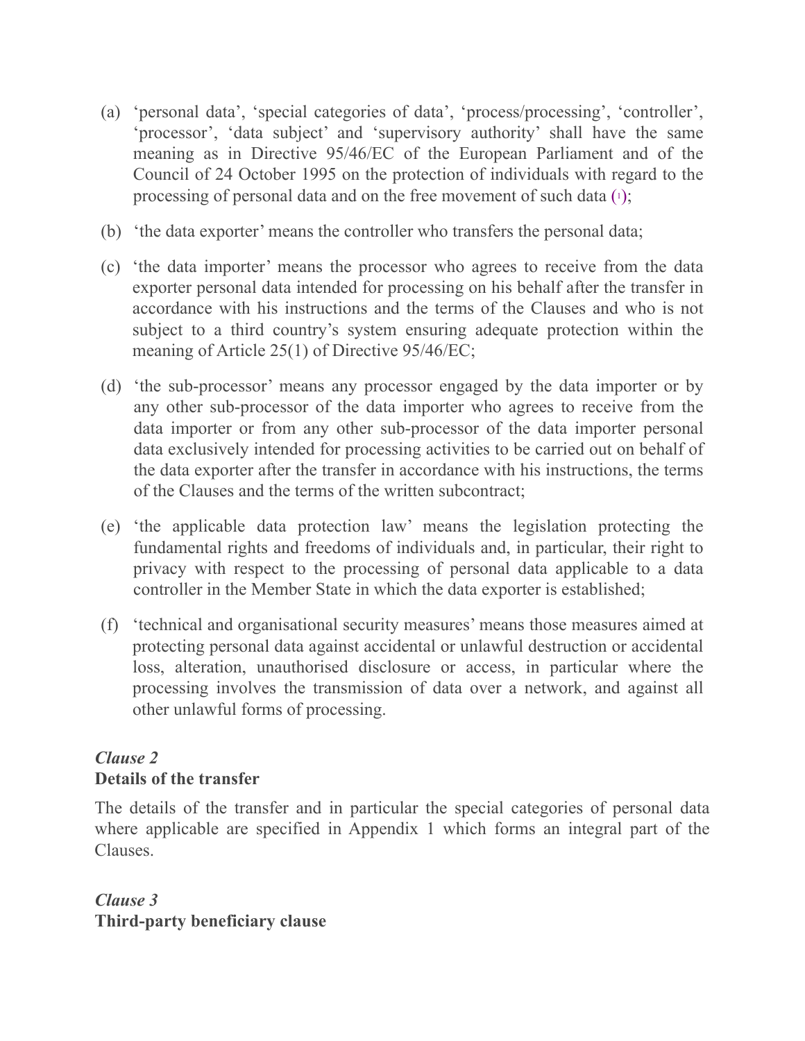(a) 'personal data', 'special categories of data', 'process/processing', 'controller', 'processor', 'data subject' and 'supervisory authority' shall have the same meaning as in Directive 95/46/EC of the European Parliament and of the Council of 24 October 1995 on the protection of individuals with regard to the processing of personal data and on the free movement of such data (1);

(b) 'the data exporter' means the controller who transfers the personal data;

(c) 'the data importer' means the processor who agrees to receive from the data exporter personal data intended for processing on his behalf after the transfer in accordance with his instructions and the terms of the Clauses and who is not subject to a third country's system ensuring adequate protection within the meaning of Article 25(1) of Directive 95/46/EC;

(d) 'the sub-processor' means any processor engaged by the data importer or by any other sub-processor of the data importer who agrees to receive from the data importer or from any other sub-processor of the data importer personal data exclusively intended for processing activities to be carried out on behalf of the data exporter after the transfer in accordance with his instructions, the terms of the Clauses and the terms of the written subcontract;

(e) 'the applicable data protection law' means the legislation protecting the fundamental rights and freedoms of individuals and, in particular, their right to privacy with respect to the processing of personal data applicable to a data controller in the Member State in which the data exporter is established;

(f) 'technical and organisational security measures' means those measures aimed at protecting personal data against accidental or unlawful destruction or accidental loss, alteration, unauthorised disclosure or access, in particular where the processing involves the transmission of data over a network, and against all other unlawful forms of processing.

***Clause 2***
**Details of the transfer**

The details of the transfer and in particular the special categories of personal data where applicable are specified in Appendix 1 which forms an integral part of the Clauses.

***Clause 3***
**Third-party beneficiary clause**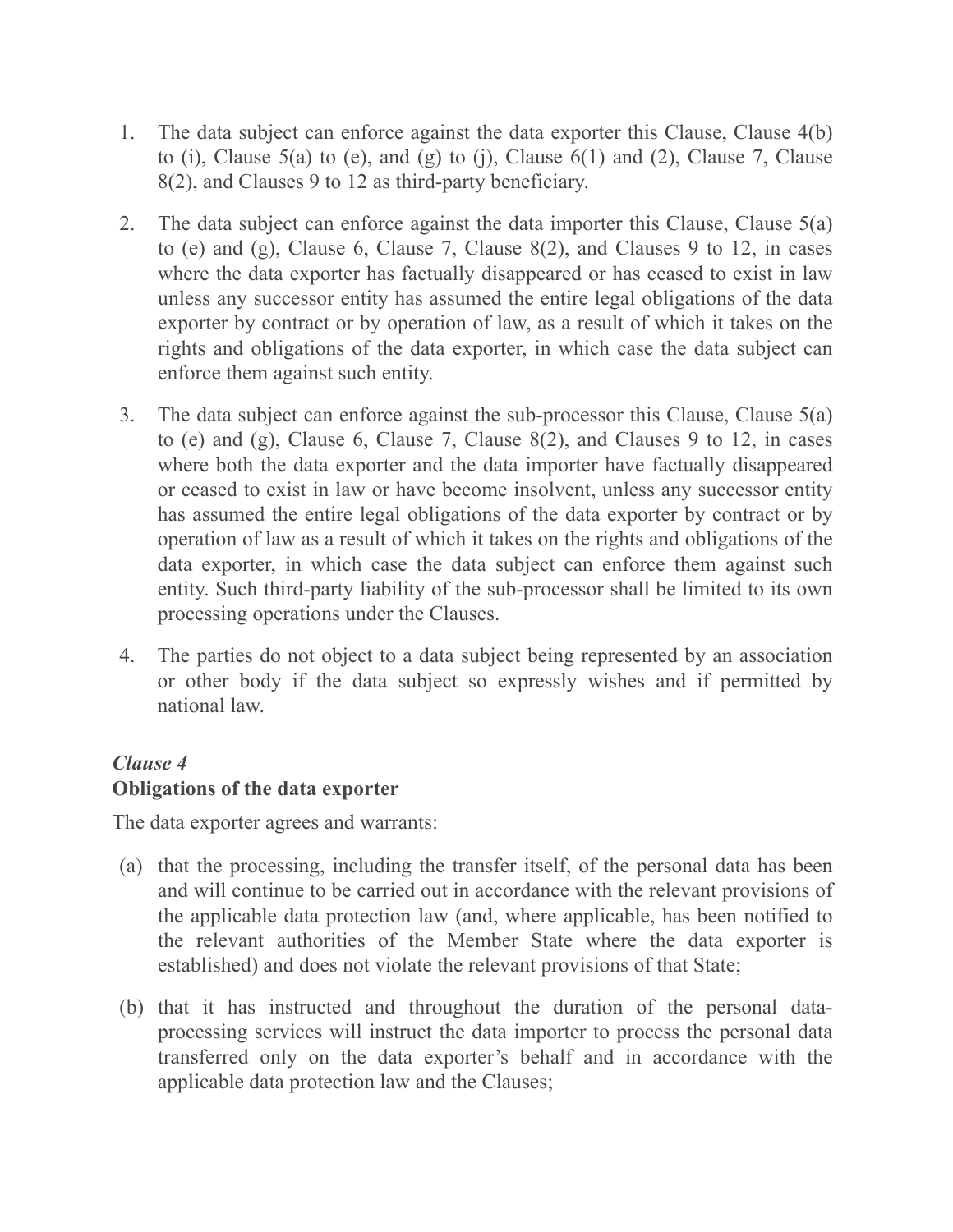1. The data subject can enforce against the data exporter this Clause, Clause 4(b) to (i), Clause 5(a) to (e), and (g) to (j), Clause 6(1) and (2), Clause 7, Clause 8(2), and Clauses 9 to 12 as third-party beneficiary.

2. The data subject can enforce against the data importer this Clause, Clause 5(a) to (e) and (g), Clause 6, Clause 7, Clause 8(2), and Clauses 9 to 12, in cases where the data exporter has factually disappeared or has ceased to exist in law unless any successor entity has assumed the entire legal obligations of the data exporter by contract or by operation of law, as a result of which it takes on the rights and obligations of the data exporter, in which case the data subject can enforce them against such entity.

3. The data subject can enforce against the sub-processor this Clause, Clause 5(a) to (e) and (g), Clause 6, Clause 7, Clause 8(2), and Clauses 9 to 12, in cases where both the data exporter and the data importer have factually disappeared or ceased to exist in law or have become insolvent, unless any successor entity has assumed the entire legal obligations of the data exporter by contract or by operation of law as a result of which it takes on the rights and obligations of the data exporter, in which case the data subject can enforce them against such entity. Such third-party liability of the sub-processor shall be limited to its own processing operations under the Clauses.

4. The parties do not object to a data subject being represented by an association or other body if the data subject so expressly wishes and if permitted by national law.

***Clause 4***
**Obligations of the data exporter**

The data exporter agrees and warrants:

(a) that the processing, including the transfer itself, of the personal data has been and will continue to be carried out in accordance with the relevant provisions of the applicable data protection law (and, where applicable, has been notified to the relevant authorities of the Member State where the data exporter is established) and does not violate the relevant provisions of that State;

(b) that it has instructed and throughout the duration of the personal data-processing services will instruct the data importer to process the personal data transferred only on the data exporter's behalf and in accordance with the applicable data protection law and the Clauses;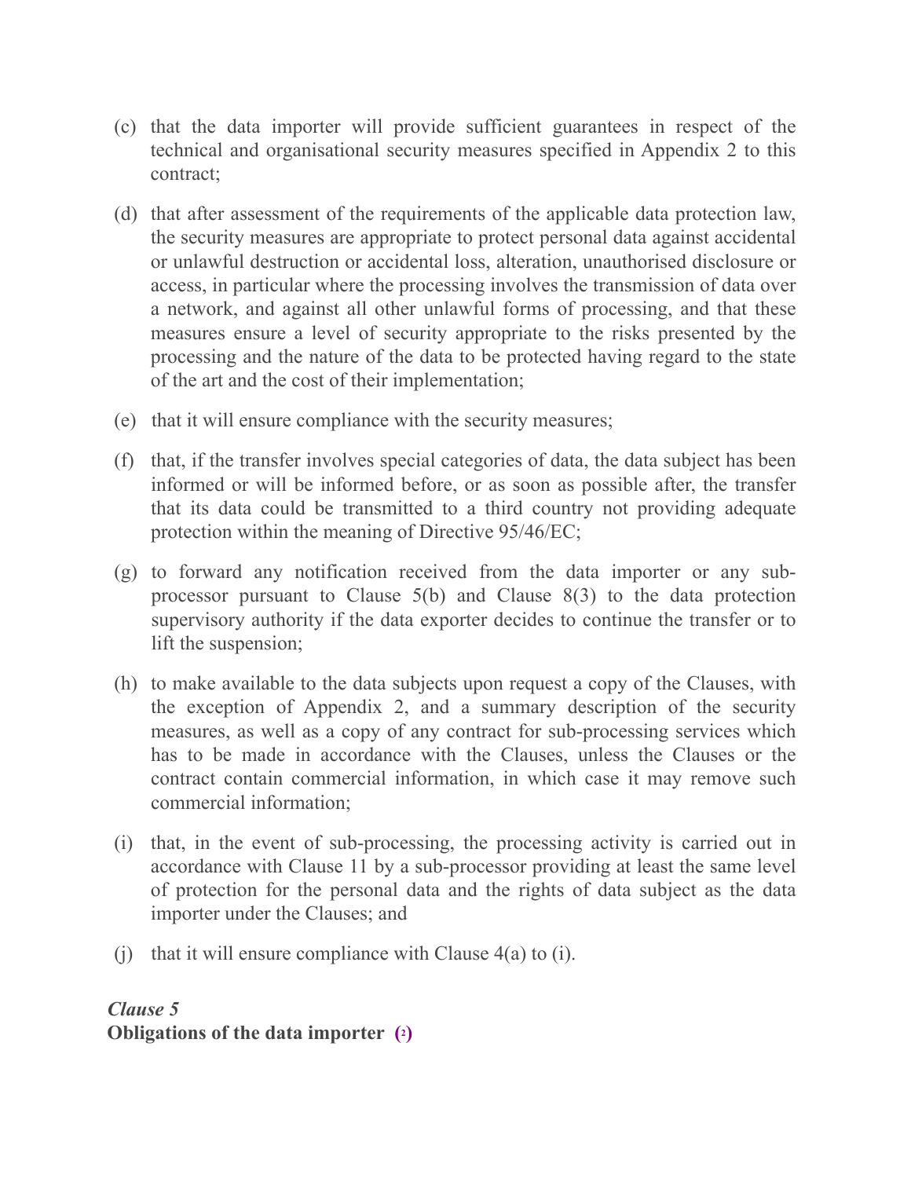(c) that the data importer will provide sufficient guarantees in respect of the technical and organisational security measures specified in Appendix 2 to this contract;

(d) that after assessment of the requirements of the applicable data protection law, the security measures are appropriate to protect personal data against accidental or unlawful destruction or accidental loss, alteration, unauthorised disclosure or access, in particular where the processing involves the transmission of data over a network, and against all other unlawful forms of processing, and that these measures ensure a level of security appropriate to the risks presented by the processing and the nature of the data to be protected having regard to the state of the art and the cost of their implementation;

(e) that it will ensure compliance with the security measures;

(f) that, if the transfer involves special categories of data, the data subject has been informed or will be informed before, or as soon as possible after, the transfer that its data could be transmitted to a third country not providing adequate protection within the meaning of Directive 95/46/EC;

(g) to forward any notification received from the data importer or any sub-processor pursuant to Clause 5(b) and Clause 8(3) to the data protection supervisory authority if the data exporter decides to continue the transfer or to lift the suspension;

(h) to make available to the data subjects upon request a copy of the Clauses, with the exception of Appendix 2, and a summary description of the security measures, as well as a copy of any contract for sub-processing services which has to be made in accordance with the Clauses, unless the Clauses or the contract contain commercial information, in which case it may remove such commercial information;

(i) that, in the event of sub-processing, the processing activity is carried out in accordance with Clause 11 by a sub-processor providing at least the same level of protection for the personal data and the rights of data subject as the data importer under the Clauses; and

(j) that it will ensure compliance with Clause 4(a) to (i).

***Clause 5***
**Obligations of the data importer** (2)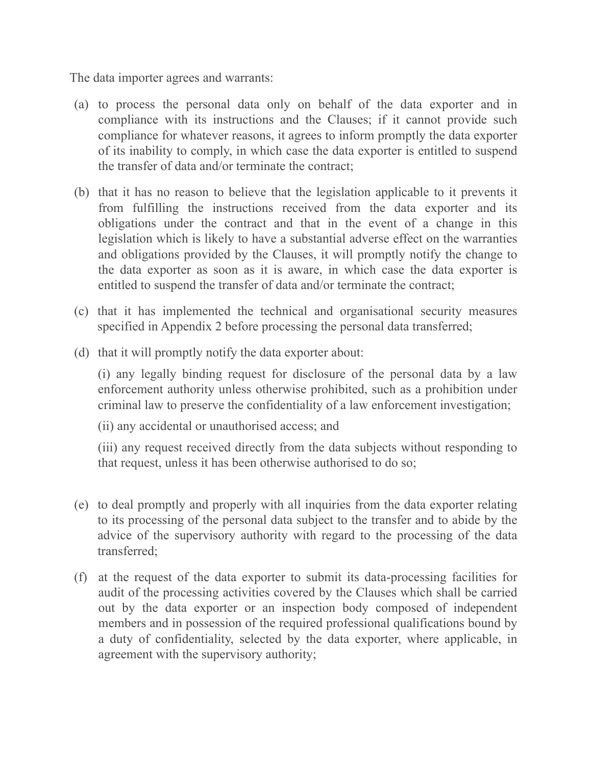The data importer agrees and warrants:

(a) to process the personal data only on behalf of the data exporter and in compliance with its instructions and the Clauses; if it cannot provide such compliance for whatever reasons, it agrees to inform promptly the data exporter of its inability to comply, in which case the data exporter is entitled to suspend the transfer of data and/or terminate the contract;

(b) that it has no reason to believe that the legislation applicable to it prevents it from fulfilling the instructions received from the data exporter and its obligations under the contract and that in the event of a change in this legislation which is likely to have a substantial adverse effect on the warranties and obligations provided by the Clauses, it will promptly notify the change to the data exporter as soon as it is aware, in which case the data exporter is entitled to suspend the transfer of data and/or terminate the contract;

(c) that it has implemented the technical and organisational security measures specified in Appendix 2 before processing the personal data transferred;

(d) that it will promptly notify the data exporter about:

(i) any legally binding request for disclosure of the personal data by a law enforcement authority unless otherwise prohibited, such as a prohibition under criminal law to preserve the confidentiality of a law enforcement investigation;

(ii) any accidental or unauthorised access; and

(iii) any request received directly from the data subjects without responding to that request, unless it has been otherwise authorised to do so;

(e) to deal promptly and properly with all inquiries from the data exporter relating to its processing of the personal data subject to the transfer and to abide by the advice of the supervisory authority with regard to the processing of the data transferred;

(f) at the request of the data exporter to submit its data-processing facilities for audit of the processing activities covered by the Clauses which shall be carried out by the data exporter or an inspection body composed of independent members and in possession of the required professional qualifications bound by a duty of confidentiality, selected by the data exporter, where applicable, in agreement with the supervisory authority;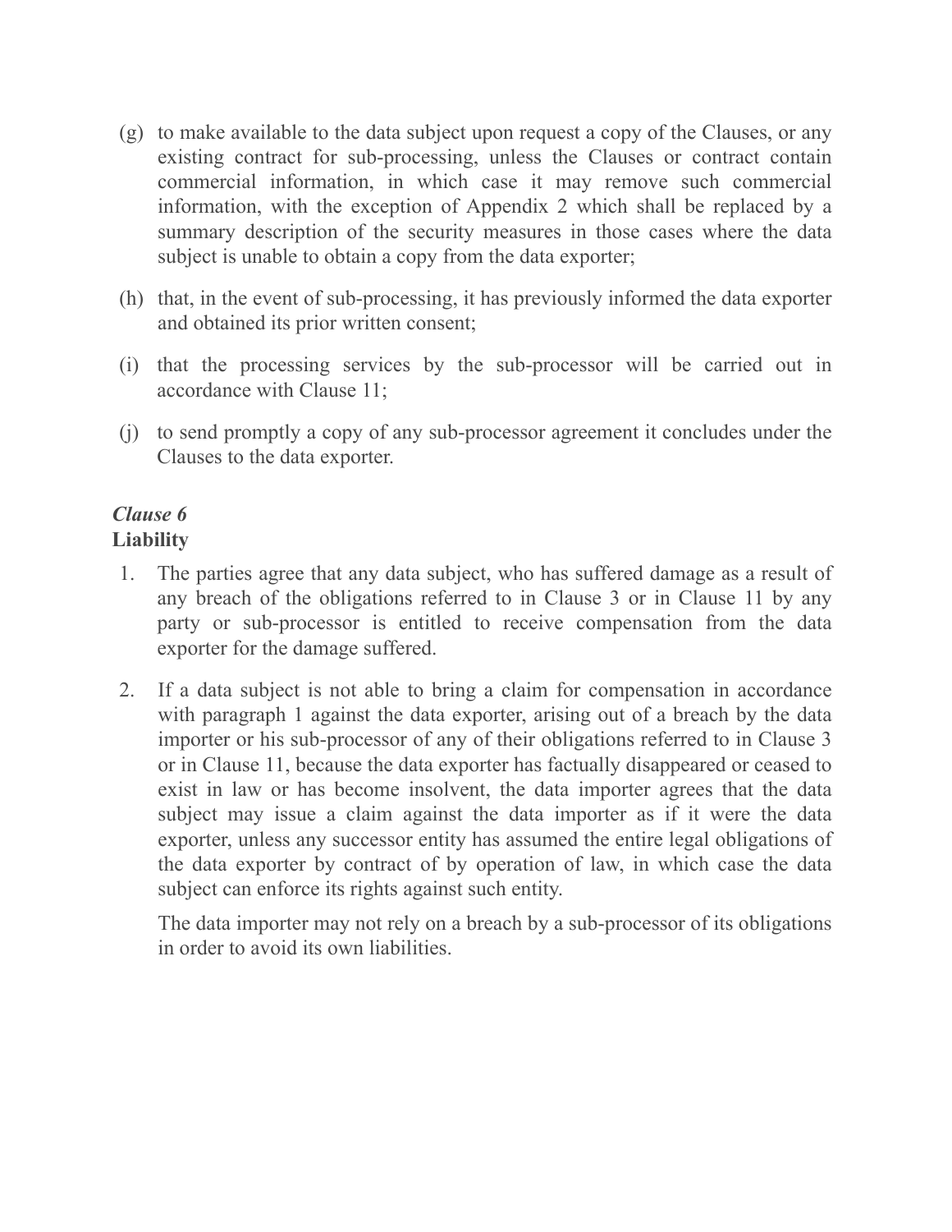(g) to make available to the data subject upon request a copy of the Clauses, or any existing contract for sub-processing, unless the Clauses or contract contain commercial information, in which case it may remove such commercial information, with the exception of Appendix 2 which shall be replaced by a summary description of the security measures in those cases where the data subject is unable to obtain a copy from the data exporter;

(h) that, in the event of sub-processing, it has previously informed the data exporter and obtained its prior written consent;

(i) that the processing services by the sub-processor will be carried out in accordance with Clause 11;

(j) to send promptly a copy of any sub-processor agreement it concludes under the Clauses to the data exporter.

***Clause 6***
**Liability**

1. The parties agree that any data subject, who has suffered damage as a result of any breach of the obligations referred to in Clause 3 or in Clause 11 by any party or sub-processor is entitled to receive compensation from the data exporter for the damage suffered.

2. If a data subject is not able to bring a claim for compensation in accordance with paragraph 1 against the data exporter, arising out of a breach by the data importer or his sub-processor of any of their obligations referred to in Clause 3 or in Clause 11, because the data exporter has factually disappeared or ceased to exist in law or has become insolvent, the data importer agrees that the data subject may issue a claim against the data importer as if it were the data exporter, unless any successor entity has assumed the entire legal obligations of the data exporter by contract of by operation of law, in which case the data subject can enforce its rights against such entity.

   The data importer may not rely on a breach by a sub-processor of its obligations in order to avoid its own liabilities.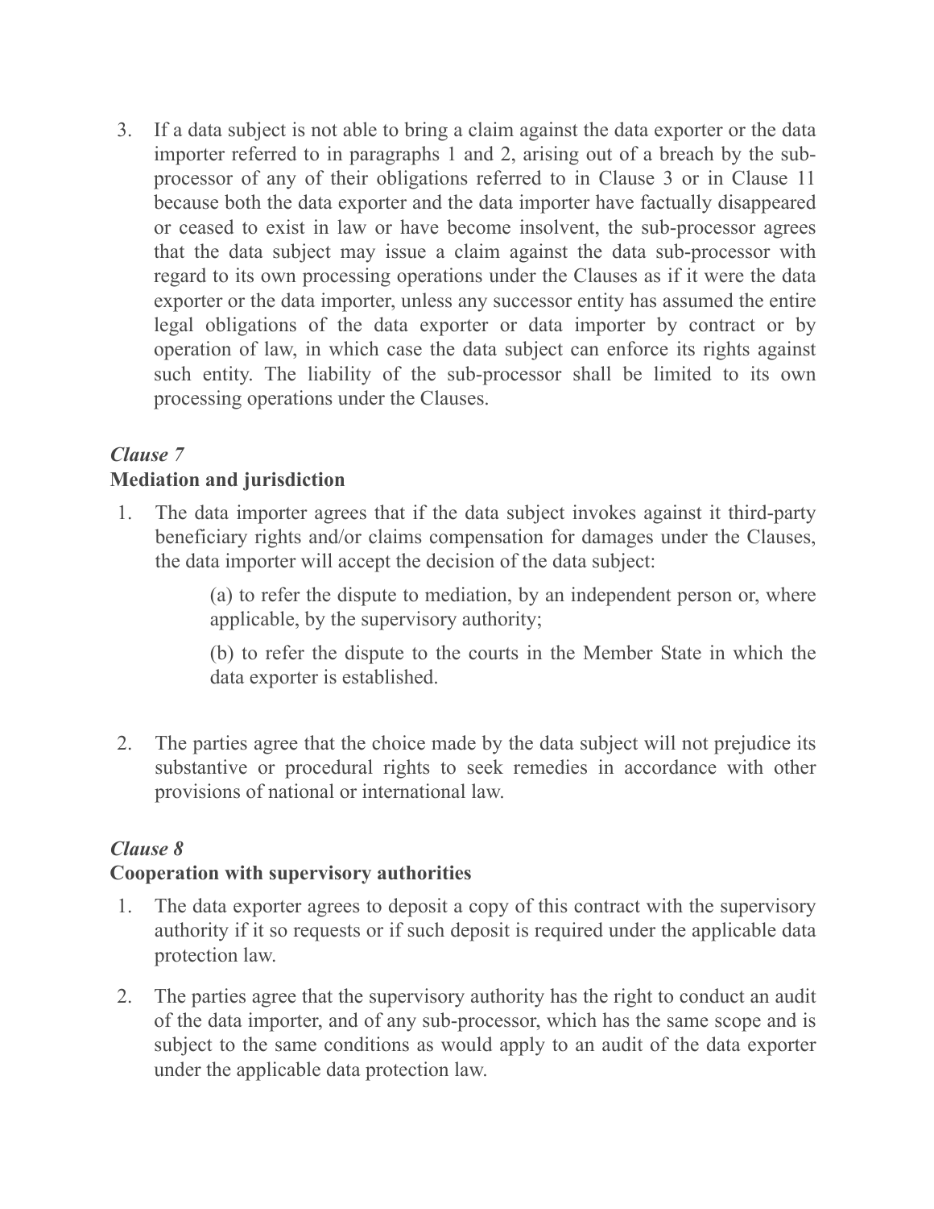3. If a data subject is not able to bring a claim against the data exporter or the data importer referred to in paragraphs 1 and 2, arising out of a breach by the sub-processor of any of their obligations referred to in Clause 3 or in Clause 11 because both the data exporter and the data importer have factually disappeared or ceased to exist in law or have become insolvent, the sub-processor agrees that the data subject may issue a claim against the data sub-processor with regard to its own processing operations under the Clauses as if it were the data exporter or the data importer, unless any successor entity has assumed the entire legal obligations of the data exporter or data importer by contract or by operation of law, in which case the data subject can enforce its rights against such entity. The liability of the sub-processor shall be limited to its own processing operations under the Clauses.

***Clause 7***
**Mediation and jurisdiction**

1. The data importer agrees that if the data subject invokes against it third-party beneficiary rights and/or claims compensation for damages under the Clauses, the data importer will accept the decision of the data subject:

    (a) to refer the dispute to mediation, by an independent person or, where applicable, by the supervisory authority;

    (b) to refer the dispute to the courts in the Member State in which the data exporter is established.

2. The parties agree that the choice made by the data subject will not prejudice its substantive or procedural rights to seek remedies in accordance with other provisions of national or international law.

***Clause 8***
**Cooperation with supervisory authorities**

1. The data exporter agrees to deposit a copy of this contract with the supervisory authority if it so requests or if such deposit is required under the applicable data protection law.

2. The parties agree that the supervisory authority has the right to conduct an audit of the data importer, and of any sub-processor, which has the same scope and is subject to the same conditions as would apply to an audit of the data exporter under the applicable data protection law.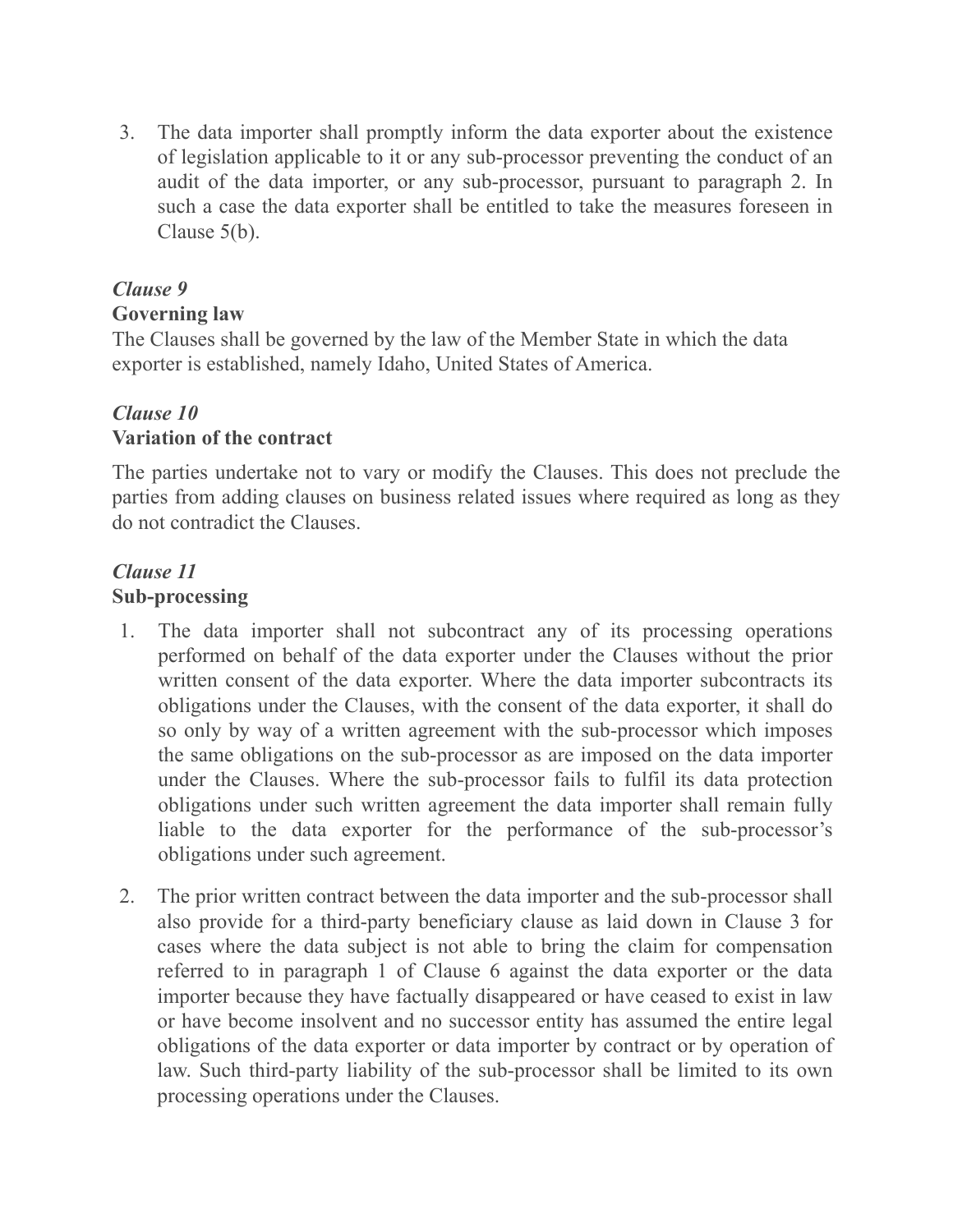3. The data importer shall promptly inform the data exporter about the existence of legislation applicable to it or any sub-processor preventing the conduct of an audit of the data importer, or any sub-processor, pursuant to paragraph 2. In such a case the data exporter shall be entitled to take the measures foreseen in Clause 5(b).

### *Clause 9*
**Governing law**

The Clauses shall be governed by the law of the Member State in which the data exporter is established, namely Idaho, United States of America.

### *Clause 10*
**Variation of the contract**

The parties undertake not to vary or modify the Clauses. This does not preclude the parties from adding clauses on business related issues where required as long as they do not contradict the Clauses.

### *Clause 11*
**Sub-processing**

1. The data importer shall not subcontract any of its processing operations performed on behalf of the data exporter under the Clauses without the prior written consent of the data exporter. Where the data importer subcontracts its obligations under the Clauses, with the consent of the data exporter, it shall do so only by way of a written agreement with the sub-processor which imposes the same obligations on the sub-processor as are imposed on the data importer under the Clauses. Where the sub-processor fails to fulfil its data protection obligations under such written agreement the data importer shall remain fully liable to the data exporter for the performance of the sub-processor's obligations under such agreement.

2. The prior written contract between the data importer and the sub-processor shall also provide for a third-party beneficiary clause as laid down in Clause 3 for cases where the data subject is not able to bring the claim for compensation referred to in paragraph 1 of Clause 6 against the data exporter or the data importer because they have factually disappeared or have ceased to exist in law or have become insolvent and no successor entity has assumed the entire legal obligations of the data exporter or data importer by contract or by operation of law. Such third-party liability of the sub-processor shall be limited to its own processing operations under the Clauses.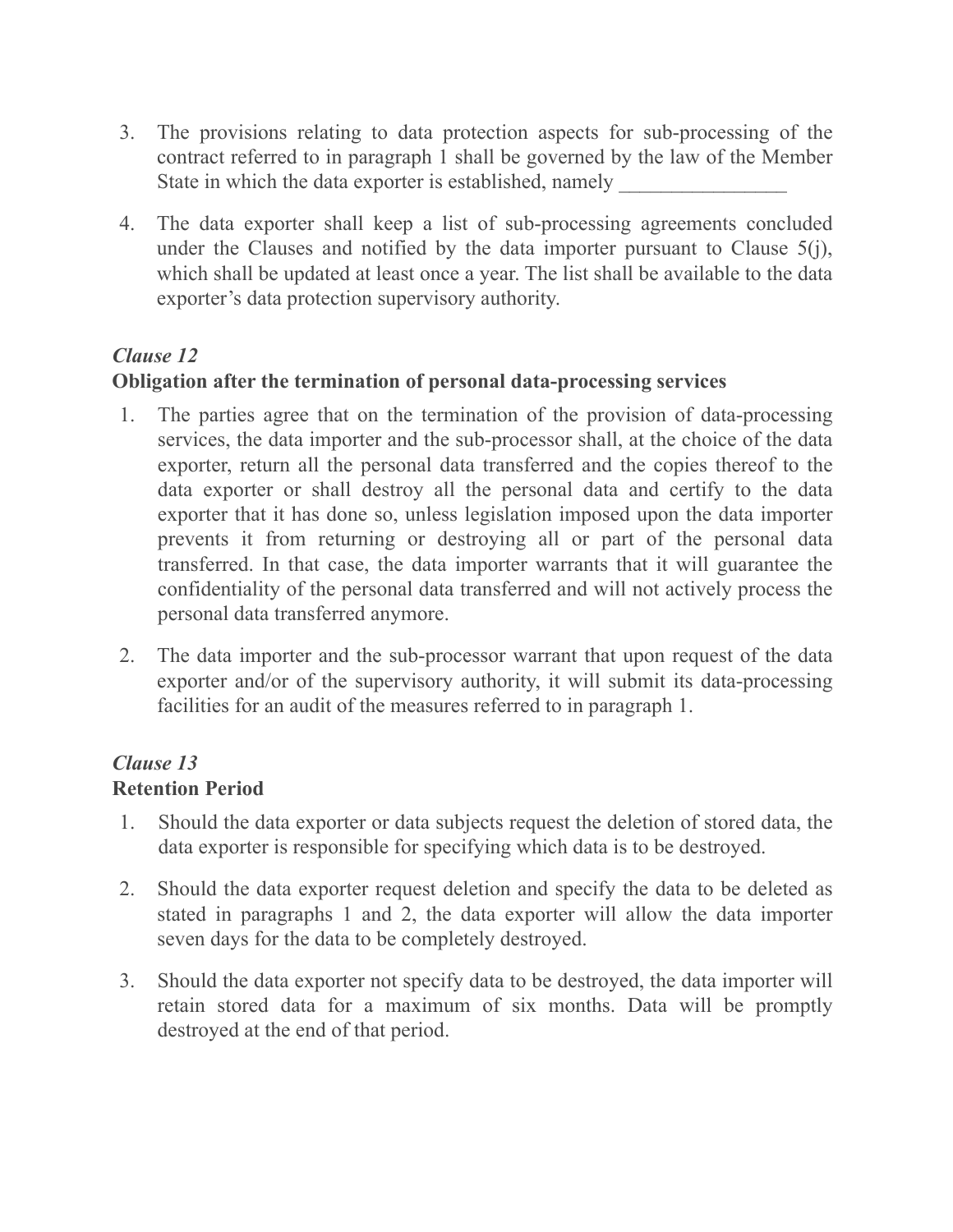3. The provisions relating to data protection aspects for sub-processing of the contract referred to in paragraph 1 shall be governed by the law of the Member State in which the data exporter is established, namely ________________

4. The data exporter shall keep a list of sub-processing agreements concluded under the Clauses and notified by the data importer pursuant to Clause 5(j), which shall be updated at least once a year. The list shall be available to the data exporter's data protection supervisory authority.

***Clause 12***
**Obligation after the termination of personal data-processing services**

1. The parties agree that on the termination of the provision of data-processing services, the data importer and the sub-processor shall, at the choice of the data exporter, return all the personal data transferred and the copies thereof to the data exporter or shall destroy all the personal data and certify to the data exporter that it has done so, unless legislation imposed upon the data importer prevents it from returning or destroying all or part of the personal data transferred. In that case, the data importer warrants that it will guarantee the confidentiality of the personal data transferred and will not actively process the personal data transferred anymore.

2. The data importer and the sub-processor warrant that upon request of the data exporter and/or of the supervisory authority, it will submit its data-processing facilities for an audit of the measures referred to in paragraph 1.

***Clause 13***
**Retention Period**

1. Should the data exporter or data subjects request the deletion of stored data, the data exporter is responsible for specifying which data is to be destroyed.

2. Should the data exporter request deletion and specify the data to be deleted as stated in paragraphs 1 and 2, the data exporter will allow the data importer seven days for the data to be completely destroyed.

3. Should the data exporter not specify data to be destroyed, the data importer will retain stored data for a maximum of six months. Data will be promptly destroyed at the end of that period.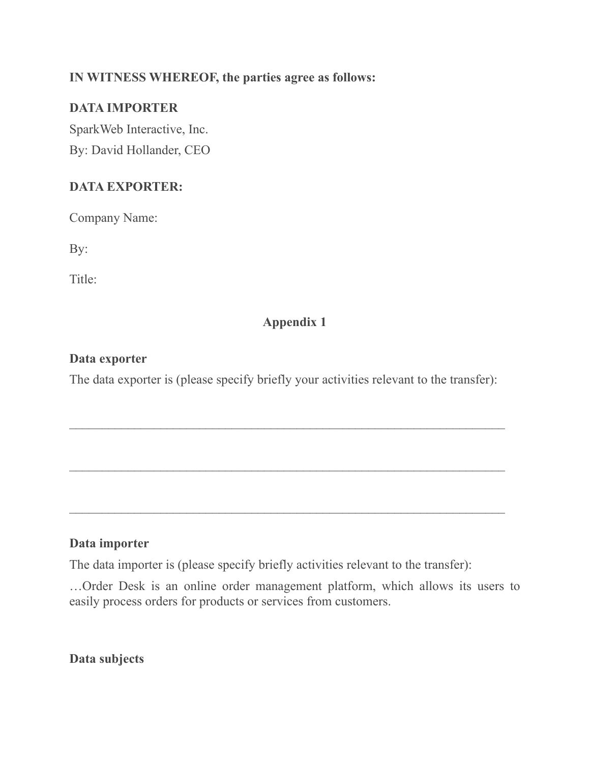**IN WITNESS WHEREOF, the parties agree as follows:**

**DATA IMPORTER**

SparkWeb Interactive, Inc.

By: David Hollander, CEO

**DATA EXPORTER:**

Company Name:

By:

Title:

## Appendix 1

**Data exporter**

The data exporter is (please specify briefly your activities relevant to the transfer):

___________________________________________________________________

___________________________________________________________________

___________________________________________________________________

**Data importer**

The data importer is (please specify briefly activities relevant to the transfer):

…Order Desk is an online order management platform, which allows its users to easily process orders for products or services from customers.

**Data subjects**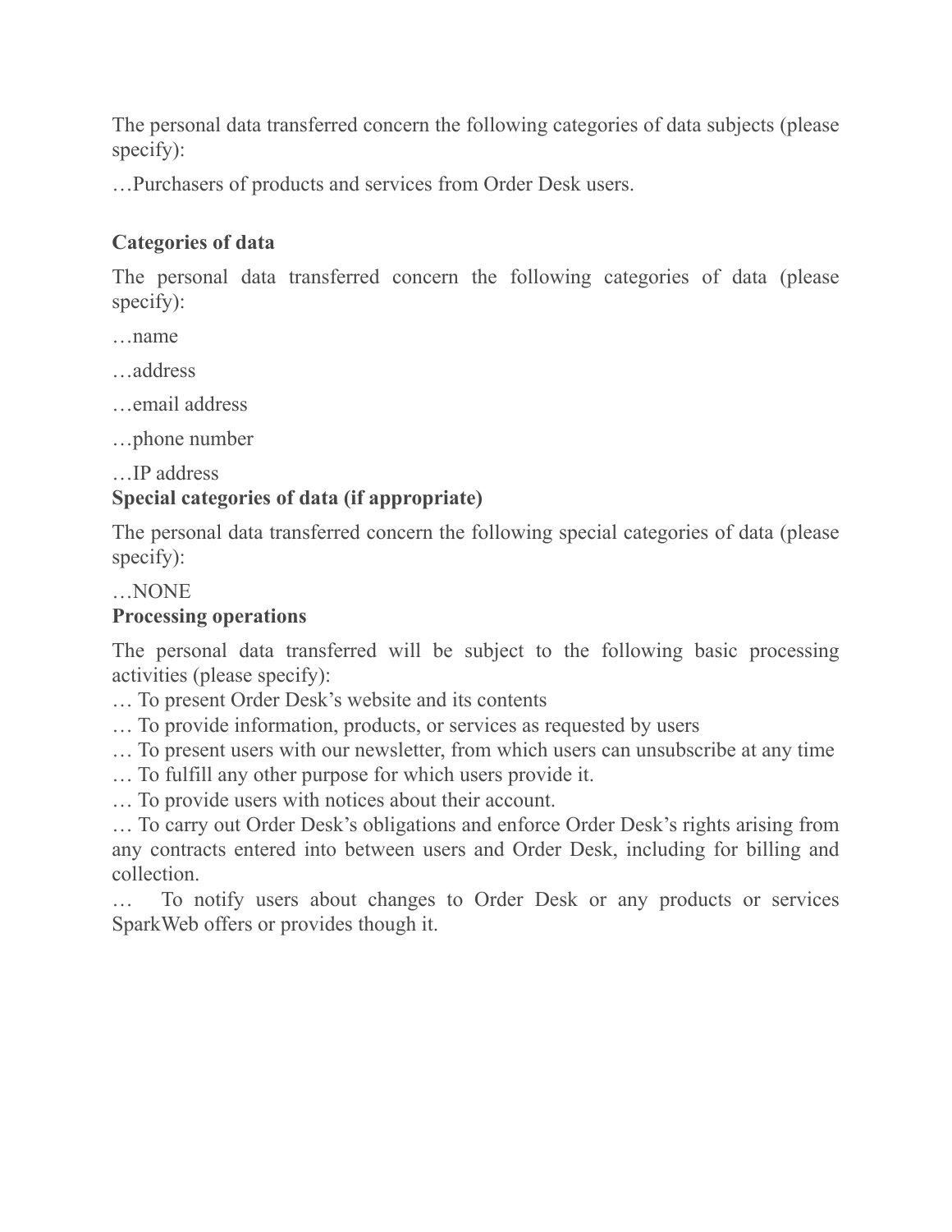The personal data transferred concern the following categories of data subjects (please specify):

…Purchasers of products and services from Order Desk users.

**Categories of data**

The personal data transferred concern the following categories of data (please specify):

…name

…address

…email address

…phone number

…IP address

**Special categories of data (if appropriate)**

The personal data transferred concern the following special categories of data (please specify):

…NONE

**Processing operations**

The personal data transferred will be subject to the following basic processing activities (please specify):

… To present Order Desk's website and its contents

… To provide information, products, or services as requested by users

… To present users with our newsletter, from which users can unsubscribe at any time

… To fulfill any other purpose for which users provide it.

… To provide users with notices about their account.

… To carry out Order Desk's obligations and enforce Order Desk's rights arising from any contracts entered into between users and Order Desk, including for billing and collection.

… To notify users about changes to Order Desk or any products or services SparkWeb offers or provides though it.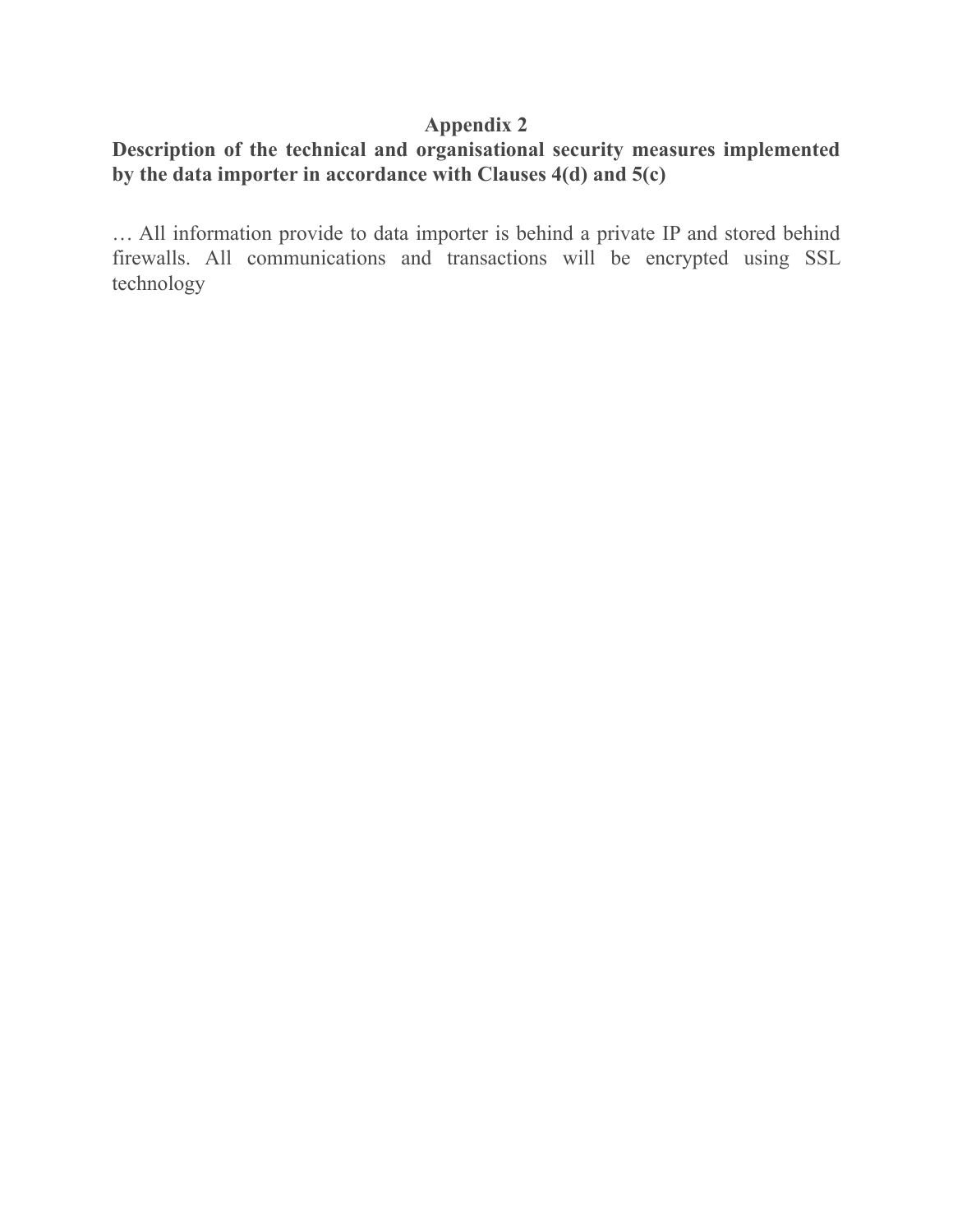## Appendix 2

**Description of the technical and organisational security measures implemented by the data importer in accordance with Clauses 4(d) and 5(c)**

… All information provide to data importer is behind a private IP and stored behind firewalls. All communications and transactions will be encrypted using SSL technology